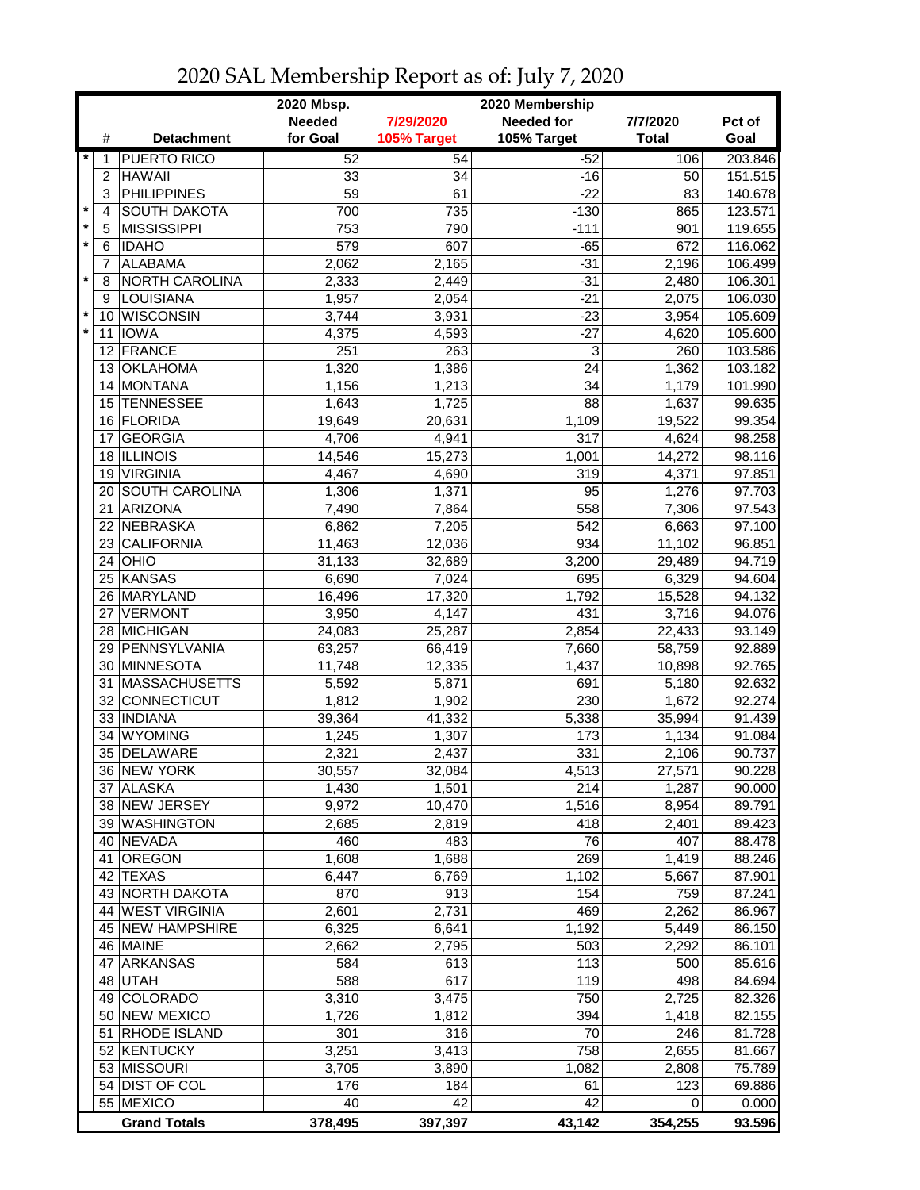# 2020 SAL Membership Report as of: July 7, 2020

| | # | Detachment | 2020 Mbsp. Needed for Goal | 7/29/2020 105% Target | 2020 Membership Needed for 105% Target | 7/7/2020 Total | Pct of Goal |
|---|---|---|---|---|---|---|---|
| * | 1 | PUERTO RICO | 52 | 54 | -52 | 106 | 203.846 |
| | 2 | HAWAII | 33 | 34 | -16 | 50 | 151.515 |
| | 3 | PHILIPPINES | 59 | 61 | -22 | 83 | 140.678 |
| * | 4 | SOUTH DAKOTA | 700 | 735 | -130 | 865 | 123.571 |
| * | 5 | MISSISSIPPI | 753 | 790 | -111 | 901 | 119.655 |
| * | 6 | IDAHO | 579 | 607 | -65 | 672 | 116.062 |
| | 7 | ALABAMA | 2,062 | 2,165 | -31 | 2,196 | 106.499 |
| * | 8 | NORTH CAROLINA | 2,333 | 2,449 | -31 | 2,480 | 106.301 |
| | 9 | LOUISIANA | 1,957 | 2,054 | -21 | 2,075 | 106.030 |
| * | 10 | WISCONSIN | 3,744 | 3,931 | -23 | 3,954 | 105.609 |
| * | 11 | IOWA | 4,375 | 4,593 | -27 | 4,620 | 105.600 |
| | 12 | FRANCE | 251 | 263 | 3 | 260 | 103.586 |
| | 13 | OKLAHOMA | 1,320 | 1,386 | 24 | 1,362 | 103.182 |
| | 14 | MONTANA | 1,156 | 1,213 | 34 | 1,179 | 101.990 |
| | 15 | TENNESSEE | 1,643 | 1,725 | 88 | 1,637 | 99.635 |
| | 16 | FLORIDA | 19,649 | 20,631 | 1,109 | 19,522 | 99.354 |
| | 17 | GEORGIA | 4,706 | 4,941 | 317 | 4,624 | 98.258 |
| | 18 | ILLINOIS | 14,546 | 15,273 | 1,001 | 14,272 | 98.116 |
| | 19 | VIRGINIA | 4,467 | 4,690 | 319 | 4,371 | 97.851 |
| | 20 | SOUTH CAROLINA | 1,306 | 1,371 | 95 | 1,276 | 97.703 |
| | 21 | ARIZONA | 7,490 | 7,864 | 558 | 7,306 | 97.543 |
| | 22 | NEBRASKA | 6,862 | 7,205 | 542 | 6,663 | 97.100 |
| | 23 | CALIFORNIA | 11,463 | 12,036 | 934 | 11,102 | 96.851 |
| | 24 | OHIO | 31,133 | 32,689 | 3,200 | 29,489 | 94.719 |
| | 25 | KANSAS | 6,690 | 7,024 | 695 | 6,329 | 94.604 |
| | 26 | MARYLAND | 16,496 | 17,320 | 1,792 | 15,528 | 94.132 |
| | 27 | VERMONT | 3,950 | 4,147 | 431 | 3,716 | 94.076 |
| | 28 | MICHIGAN | 24,083 | 25,287 | 2,854 | 22,433 | 93.149 |
| | 29 | PENNSYLVANIA | 63,257 | 66,419 | 7,660 | 58,759 | 92.889 |
| | 30 | MINNESOTA | 11,748 | 12,335 | 1,437 | 10,898 | 92.765 |
| | 31 | MASSACHUSETTS | 5,592 | 5,871 | 691 | 5,180 | 92.632 |
| | 32 | CONNECTICUT | 1,812 | 1,902 | 230 | 1,672 | 92.274 |
| | 33 | INDIANA | 39,364 | 41,332 | 5,338 | 35,994 | 91.439 |
| | 34 | WYOMING | 1,245 | 1,307 | 173 | 1,134 | 91.084 |
| | 35 | DELAWARE | 2,321 | 2,437 | 331 | 2,106 | 90.737 |
| | 36 | NEW YORK | 30,557 | 32,084 | 4,513 | 27,571 | 90.228 |
| | 37 | ALASKA | 1,430 | 1,501 | 214 | 1,287 | 90.000 |
| | 38 | NEW JERSEY | 9,972 | 10,470 | 1,516 | 8,954 | 89.791 |
| | 39 | WASHINGTON | 2,685 | 2,819 | 418 | 2,401 | 89.423 |
| | 40 | NEVADA | 460 | 483 | 76 | 407 | 88.478 |
| | 41 | OREGON | 1,608 | 1,688 | 269 | 1,419 | 88.246 |
| | 42 | TEXAS | 6,447 | 6,769 | 1,102 | 5,667 | 87.901 |
| | 43 | NORTH DAKOTA | 870 | 913 | 154 | 759 | 87.241 |
| | 44 | WEST VIRGINIA | 2,601 | 2,731 | 469 | 2,262 | 86.967 |
| | 45 | NEW HAMPSHIRE | 6,325 | 6,641 | 1,192 | 5,449 | 86.150 |
| | 46 | MAINE | 2,662 | 2,795 | 503 | 2,292 | 86.101 |
| | 47 | ARKANSAS | 584 | 613 | 113 | 500 | 85.616 |
| | 48 | UTAH | 588 | 617 | 119 | 498 | 84.694 |
| | 49 | COLORADO | 3,310 | 3,475 | 750 | 2,725 | 82.326 |
| | 50 | NEW MEXICO | 1,726 | 1,812 | 394 | 1,418 | 82.155 |
| | 51 | RHODE ISLAND | 301 | 316 | 70 | 246 | 81.728 |
| | 52 | KENTUCKY | 3,251 | 3,413 | 758 | 2,655 | 81.667 |
| | 53 | MISSOURI | 3,705 | 3,890 | 1,082 | 2,808 | 75.789 |
| | 54 | DIST OF COL | 176 | 184 | 61 | 123 | 69.886 |
| | 55 | MEXICO | 40 | 42 | 42 | 0 | 0.000 |
| | | **Grand Totals** | **378,495** | **397,397** | **43,142** | **354,255** | **93.596** |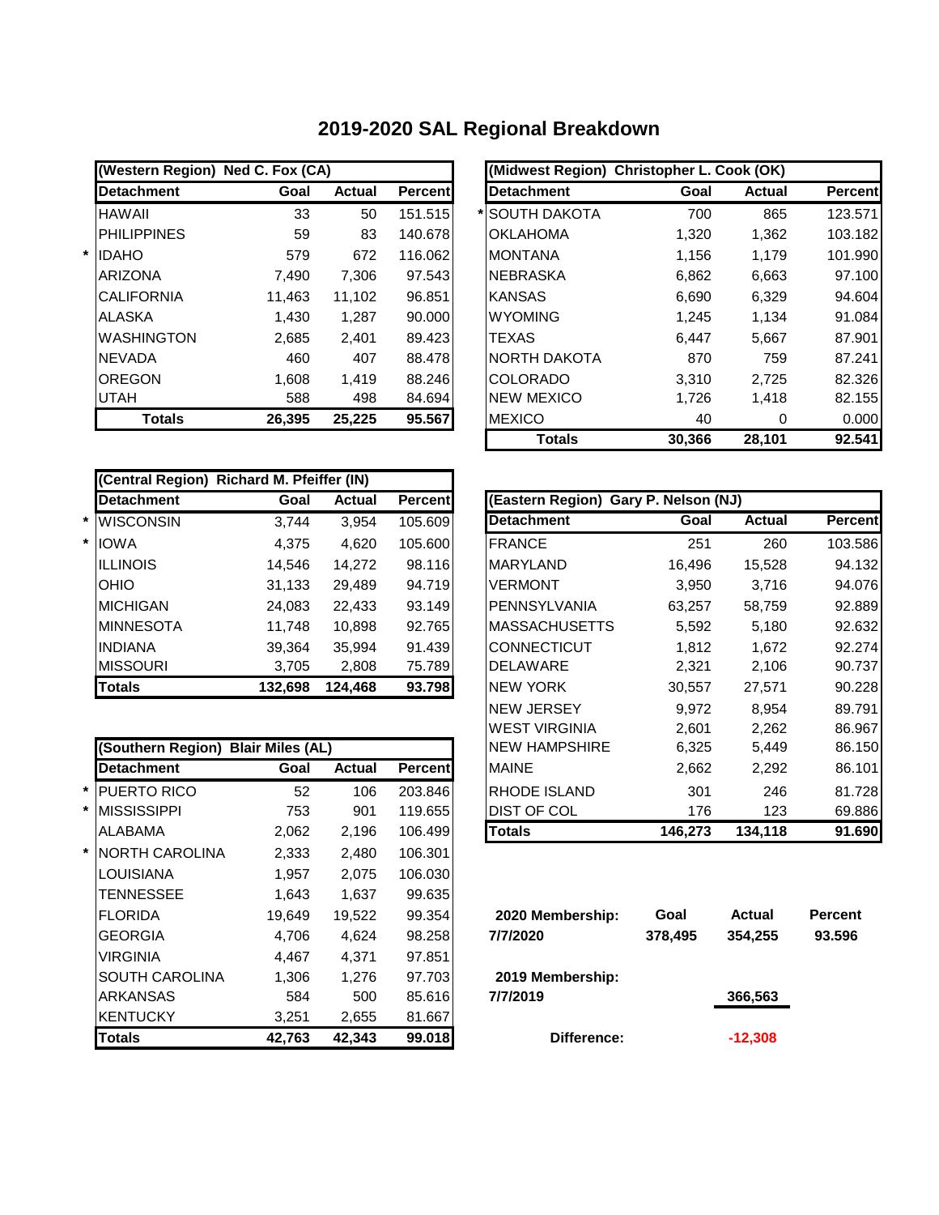# 2019-2020 SAL Regional Breakdown

| | (Western Region) Ned C. Fox (CA) | | | |
|---|---|---|---|---|
| | **Detachment** | **Goal** | **Actual** | **Percent** |
| | HAWAII | 33 | 50 | 151.515 |
| | PHILIPPINES | 59 | 83 | 140.678 |
| * | IDAHO | 579 | 672 | 116.062 |
| | ARIZONA | 7,490 | 7,306 | 97.543 |
| | CALIFORNIA | 11,463 | 11,102 | 96.851 |
| | ALASKA | 1,430 | 1,287 | 90.000 |
| | WASHINGTON | 2,685 | 2,401 | 89.423 |
| | NEVADA | 460 | 407 | 88.478 |
| | OREGON | 1,608 | 1,419 | 88.246 |
| | UTAH | 588 | 498 | 84.694 |
| | **Totals** | **26,395** | **25,225** | **95.567** |

| | (Midwest Region) Christopher L. Cook (OK) | | | |
|---|---|---|---|---|
| | **Detachment** | **Goal** | **Actual** | **Percent** |
| * | SOUTH DAKOTA | 700 | 865 | 123.571 |
| | OKLAHOMA | 1,320 | 1,362 | 103.182 |
| | MONTANA | 1,156 | 1,179 | 101.990 |
| | NEBRASKA | 6,862 | 6,663 | 97.100 |
| | KANSAS | 6,690 | 6,329 | 94.604 |
| | WYOMING | 1,245 | 1,134 | 91.084 |
| | TEXAS | 6,447 | 5,667 | 87.901 |
| | NORTH DAKOTA | 870 | 759 | 87.241 |
| | COLORADO | 3,310 | 2,725 | 82.326 |
| | NEW MEXICO | 1,726 | 1,418 | 82.155 |
| | MEXICO | 40 | 0 | 0.000 |
| | **Totals** | **30,366** | **28,101** | **92.541** |

| | (Central Region) Richard M. Pfeiffer (IN) | | | |
|---|---|---|---|---|
| | **Detachment** | **Goal** | **Actual** | **Percent** |
| * | WISCONSIN | 3,744 | 3,954 | 105.609 |
| * | IOWA | 4,375 | 4,620 | 105.600 |
| | ILLINOIS | 14,546 | 14,272 | 98.116 |
| | OHIO | 31,133 | 29,489 | 94.719 |
| | MICHIGAN | 24,083 | 22,433 | 93.149 |
| | MINNESOTA | 11,748 | 10,898 | 92.765 |
| | INDIANA | 39,364 | 35,994 | 91.439 |
| | MISSOURI | 3,705 | 2,808 | 75.789 |
| | **Totals** | **132,698** | **124,468** | **93.798** |

| (Eastern Region) Gary P. Nelson (NJ) | | | |
|---|---|---|---|
| **Detachment** | **Goal** | **Actual** | **Percent** |
| FRANCE | 251 | 260 | 103.586 |
| MARYLAND | 16,496 | 15,528 | 94.132 |
| VERMONT | 3,950 | 3,716 | 94.076 |
| PENNSYLVANIA | 63,257 | 58,759 | 92.889 |
| MASSACHUSETTS | 5,592 | 5,180 | 92.632 |
| CONNECTICUT | 1,812 | 1,672 | 92.274 |
| DELAWARE | 2,321 | 2,106 | 90.737 |
| NEW YORK | 30,557 | 27,571 | 90.228 |
| NEW JERSEY | 9,972 | 8,954 | 89.791 |
| WEST VIRGINIA | 2,601 | 2,262 | 86.967 |
| NEW HAMPSHIRE | 6,325 | 5,449 | 86.150 |
| MAINE | 2,662 | 2,292 | 86.101 |
| RHODE ISLAND | 301 | 246 | 81.728 |
| DIST OF COL | 176 | 123 | 69.886 |
| **Totals** | **146,273** | **134,118** | **91.690** |

| | (Southern Region) Blair Miles (AL) | | | |
|---|---|---|---|---|
| | **Detachment** | **Goal** | **Actual** | **Percent** |
| * | PUERTO RICO | 52 | 106 | 203.846 |
| * | MISSISSIPPI | 753 | 901 | 119.655 |
| | ALABAMA | 2,062 | 2,196 | 106.499 |
| * | NORTH CAROLINA | 2,333 | 2,480 | 106.301 |
| | LOUISIANA | 1,957 | 2,075 | 106.030 |
| | TENNESSEE | 1,643 | 1,637 | 99.635 |
| | FLORIDA | 19,649 | 19,522 | 99.354 |
| | GEORGIA | 4,706 | 4,624 | 98.258 |
| | VIRGINIA | 4,467 | 4,371 | 97.851 |
| | SOUTH CAROLINA | 1,306 | 1,276 | 97.703 |
| | ARKANSAS | 584 | 500 | 85.616 |
| | KENTUCKY | 3,251 | 2,655 | 81.667 |
| | **Totals** | **42,763** | **42,343** | **99.018** |

| **2020 Membership:** | **Goal** | **Actual** | **Percent** |
|---|---|---|---|
| **7/7/2020** | **378,495** | **354,255** | **93.596** |
| **2019 Membership:** | | | |
| **7/7/2019** | | **366,563** | |
| **Difference:** | | **-12,308** | |